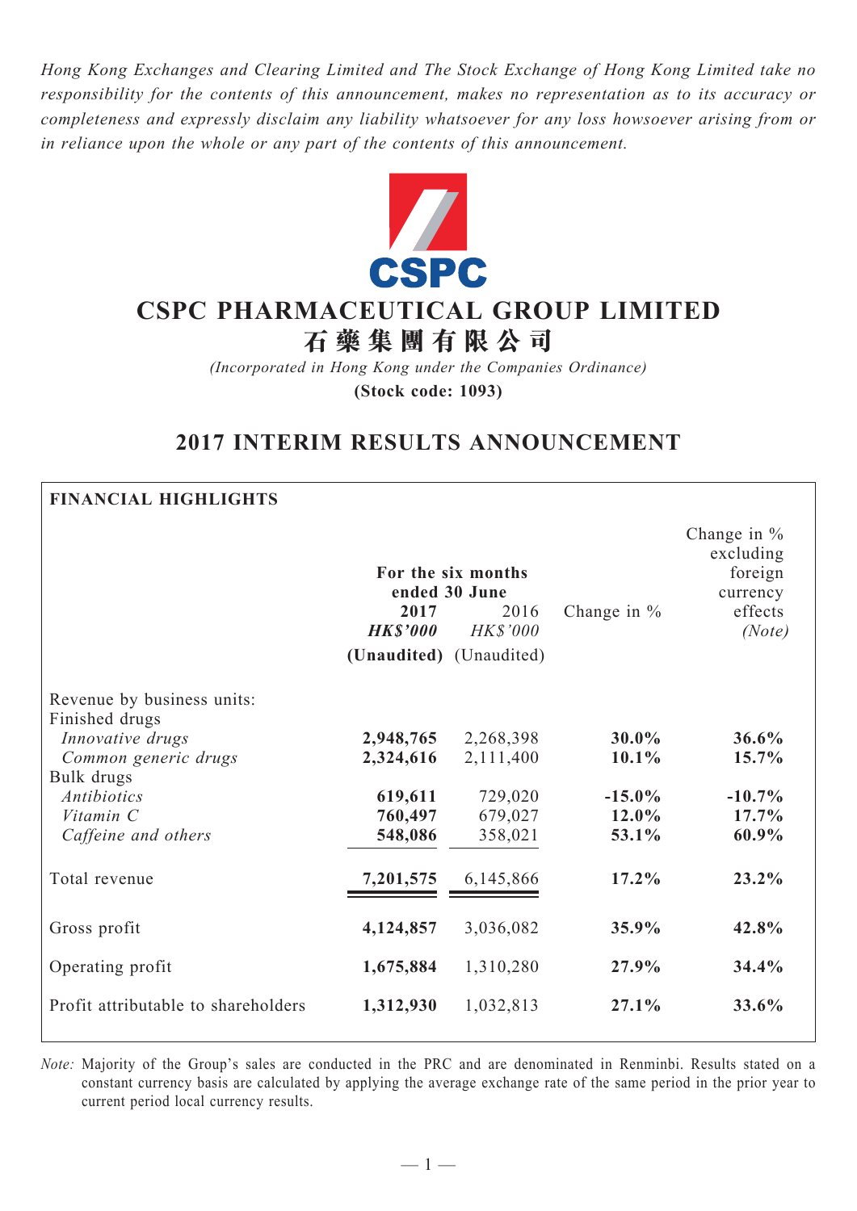*Hong Kong Exchanges and Clearing Limited and The Stock Exchange of Hong Kong Limited take no responsibility for the contents of this announcement, makes no representation as to its accuracy or completeness and expressly disclaim any liability whatsoever for any loss howsoever arising from or in reliance upon the whole or any part of the contents of this announcement.*

# CSPC PHARMACEUTICAL GROUP LIMITED
# 石藥集團有限公司

*(Incorporated in Hong Kong under the Companies Ordinance)*

**(Stock code: 1093)**

## 2017 INTERIM RESULTS ANNOUNCEMENT

**FINANCIAL HIGHLIGHTS**

| | For the six months ended 30 June | | | |
|---|---|---|---|---|
| | **2017** | 2016 | Change in % | Change in % excluding foreign currency effects |
| | ***HK$'000*** | *HK$'000* | | *(Note)* |
| | **(Unaudited)** | (Unaudited) | | |
| Revenue by business units: | | | | |
| Finished drugs | | | | |
| *Innovative drugs* | **2,948,765** | 2,268,398 | **30.0%** | **36.6%** |
| *Common generic drugs* | **2,324,616** | 2,111,400 | **10.1%** | **15.7%** |
| Bulk drugs | | | | |
| *Antibiotics* | **619,611** | 729,020 | **-15.0%** | **-10.7%** |
| *Vitamin C* | **760,497** | 679,027 | **12.0%** | **17.7%** |
| *Caffeine and others* | **548,086** | 358,021 | **53.1%** | **60.9%** |
| Total revenue | **7,201,575** | 6,145,866 | **17.2%** | **23.2%** |
| Gross profit | **4,124,857** | 3,036,082 | **35.9%** | **42.8%** |
| Operating profit | **1,675,884** | 1,310,280 | **27.9%** | **34.4%** |
| Profit attributable to shareholders | **1,312,930** | 1,032,813 | **27.1%** | **33.6%** |

*Note:* Majority of the Group's sales are conducted in the PRC and are denominated in Renminbi. Results stated on a constant currency basis are calculated by applying the average exchange rate of the same period in the prior year to current period local currency results.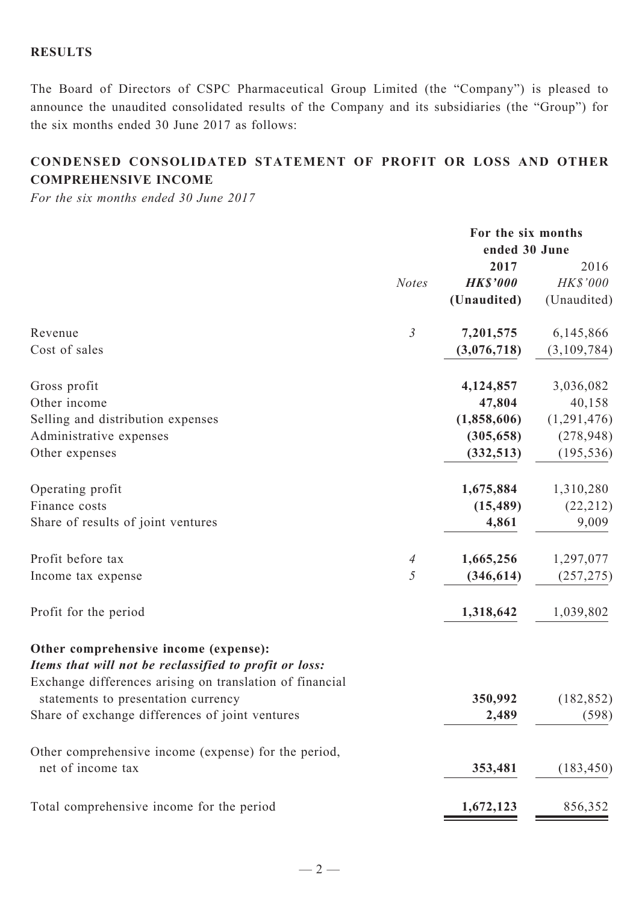## RESULTS

The Board of Directors of CSPC Pharmaceutical Group Limited (the "Company") is pleased to announce the unaudited consolidated results of the Company and its subsidiaries (the "Group") for the six months ended 30 June 2017 as follows:

## CONDENSED CONSOLIDATED STATEMENT OF PROFIT OR LOSS AND OTHER COMPREHENSIVE INCOME

*For the six months ended 30 June 2017*

| | | For the six months ended 30 June | |
|---|---|---|---|
| | | **2017** | 2016 |
| | *Notes* | ***HK$'000*** | *HK$'000* |
| | | **(Unaudited)** | (Unaudited) |
| Revenue | *3* | **7,201,575** | 6,145,866 |
| Cost of sales | | **(3,076,718)** | (3,109,784) |
| Gross profit | | **4,124,857** | 3,036,082 |
| Other income | | **47,804** | 40,158 |
| Selling and distribution expenses | | **(1,858,606)** | (1,291,476) |
| Administrative expenses | | **(305,658)** | (278,948) |
| Other expenses | | **(332,513)** | (195,536) |
| Operating profit | | **1,675,884** | 1,310,280 |
| Finance costs | | **(15,489)** | (22,212) |
| Share of results of joint ventures | | **4,861** | 9,009 |
| Profit before tax | *4* | **1,665,256** | 1,297,077 |
| Income tax expense | *5* | **(346,614)** | (257,275) |
| Profit for the period | | **1,318,642** | 1,039,802 |
| **Other comprehensive income (expense):** | | | |
| ***Items that will not be reclassified to profit or loss:*** | | | |
| Exchange differences arising on translation of financial statements to presentation currency | | **350,992** | (182,852) |
| Share of exchange differences of joint ventures | | **2,489** | (598) |
| Other comprehensive income (expense) for the period, net of income tax | | **353,481** | (183,450) |
| Total comprehensive income for the period | | **1,672,123** | 856,352 |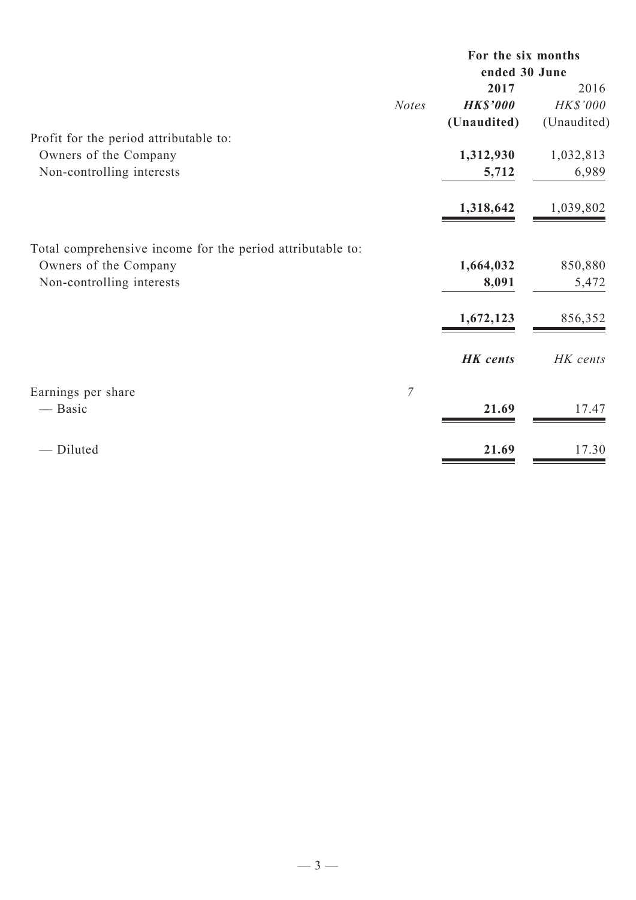| | Notes | For the six months ended 30 June | |
|---|---|---|---|
| | | **2017** | 2016 |
| | | ***HK$'000*** | *HK$'000* |
| | | **(Unaudited)** | (Unaudited) |
| Profit for the period attributable to: | | | |
| Owners of the Company | | **1,312,930** | 1,032,813 |
| Non-controlling interests | | **5,712** | 6,989 |
| | | **1,318,642** | 1,039,802 |
| Total comprehensive income for the period attributable to: | | | |
| Owners of the Company | | **1,664,032** | 850,880 |
| Non-controlling interests | | **8,091** | 5,472 |
| | | **1,672,123** | 856,352 |
| | | ***HK cents*** | *HK cents* |
| Earnings per share | *7* | | |
| — Basic | | **21.69** | 17.47 |
| — Diluted | | **21.69** | 17.30 |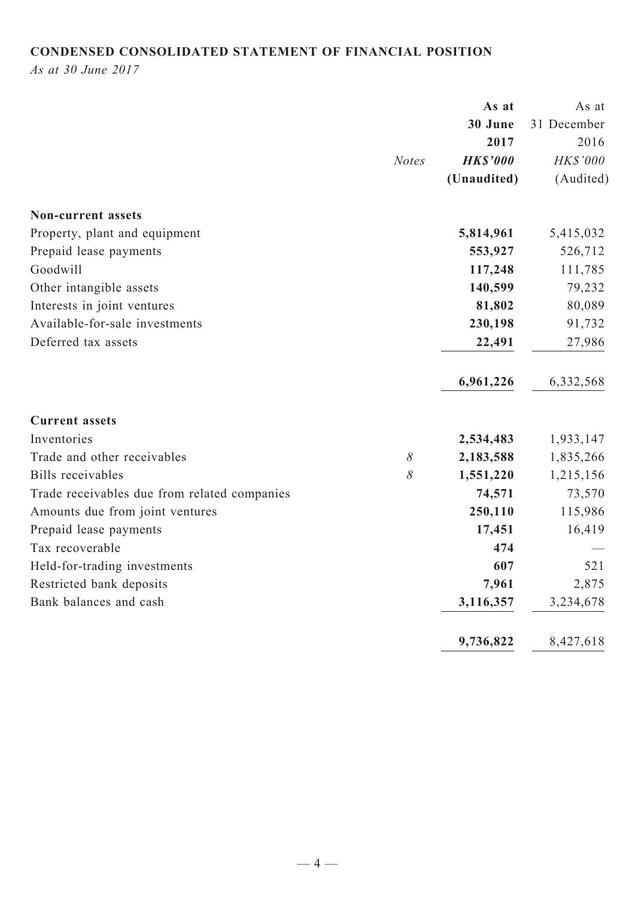**CONDENSED CONSOLIDATED STATEMENT OF FINANCIAL POSITION**

*As at 30 June 2017*

| | *Notes* | **As at 30 June 2017** ***HK$'000*** **(Unaudited)** | As at 31 December 2016 *HK$'000* (Audited) |
|---|---|---|---|
| **Non-current assets** | | | |
| Property, plant and equipment | | **5,814,961** | 5,415,032 |
| Prepaid lease payments | | **553,927** | 526,712 |
| Goodwill | | **117,248** | 111,785 |
| Other intangible assets | | **140,599** | 79,232 |
| Interests in joint ventures | | **81,802** | 80,089 |
| Available-for-sale investments | | **230,198** | 91,732 |
| Deferred tax assets | | **22,491** | 27,986 |
| | | **6,961,226** | 6,332,568 |
| **Current assets** | | | |
| Inventories | | **2,534,483** | 1,933,147 |
| Trade and other receivables | *8* | **2,183,588** | 1,835,266 |
| Bills receivables | *8* | **1,551,220** | 1,215,156 |
| Trade receivables due from related companies | | **74,571** | 73,570 |
| Amounts due from joint ventures | | **250,110** | 115,986 |
| Prepaid lease payments | | **17,451** | 16,419 |
| Tax recoverable | | **474** | — |
| Held-for-trading investments | | **607** | 521 |
| Restricted bank deposits | | **7,961** | 2,875 |
| Bank balances and cash | | **3,116,357** | 3,234,678 |
| | | **9,736,822** | 8,427,618 |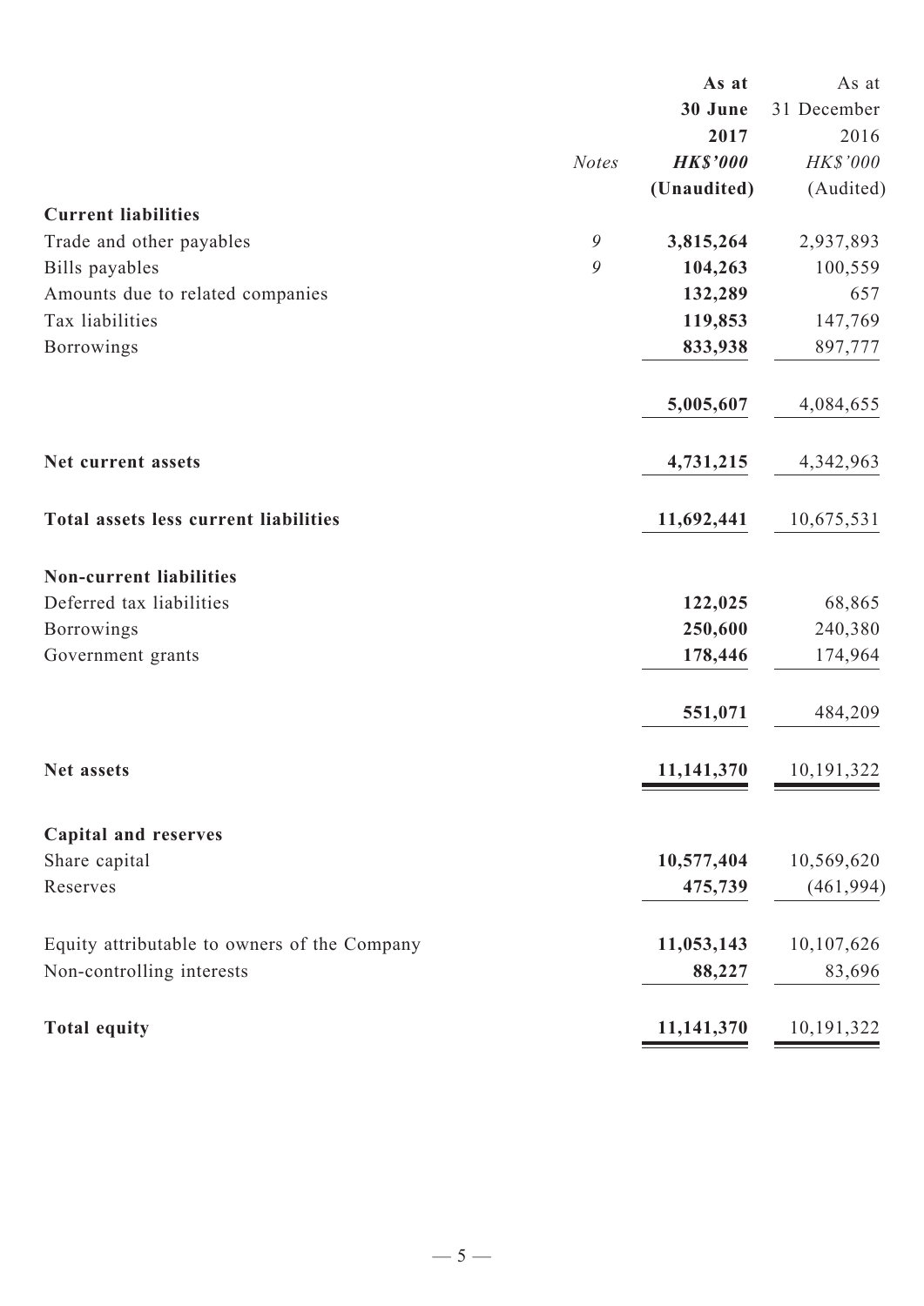| | Notes | As at 30 June 2017 HK$'000 (Unaudited) | As at 31 December 2016 HK$'000 (Audited) |
|---|---|---|---|
| **Current liabilities** | | | |
| Trade and other payables | 9 | **3,815,264** | 2,937,893 |
| Bills payables | 9 | **104,263** | 100,559 |
| Amounts due to related companies | | **132,289** | 657 |
| Tax liabilities | | **119,853** | 147,769 |
| Borrowings | | **833,938** | 897,777 |
| | | **5,005,607** | 4,084,655 |
| **Net current assets** | | **4,731,215** | 4,342,963 |
| **Total assets less current liabilities** | | **11,692,441** | 10,675,531 |
| **Non-current liabilities** | | | |
| Deferred tax liabilities | | **122,025** | 68,865 |
| Borrowings | | **250,600** | 240,380 |
| Government grants | | **178,446** | 174,964 |
| | | **551,071** | 484,209 |
| **Net assets** | | **11,141,370** | 10,191,322 |
| **Capital and reserves** | | | |
| Share capital | | **10,577,404** | 10,569,620 |
| Reserves | | **475,739** | (461,994) |
| Equity attributable to owners of the Company | | **11,053,143** | 10,107,626 |
| Non-controlling interests | | **88,227** | 83,696 |
| **Total equity** | | **11,141,370** | 10,191,322 |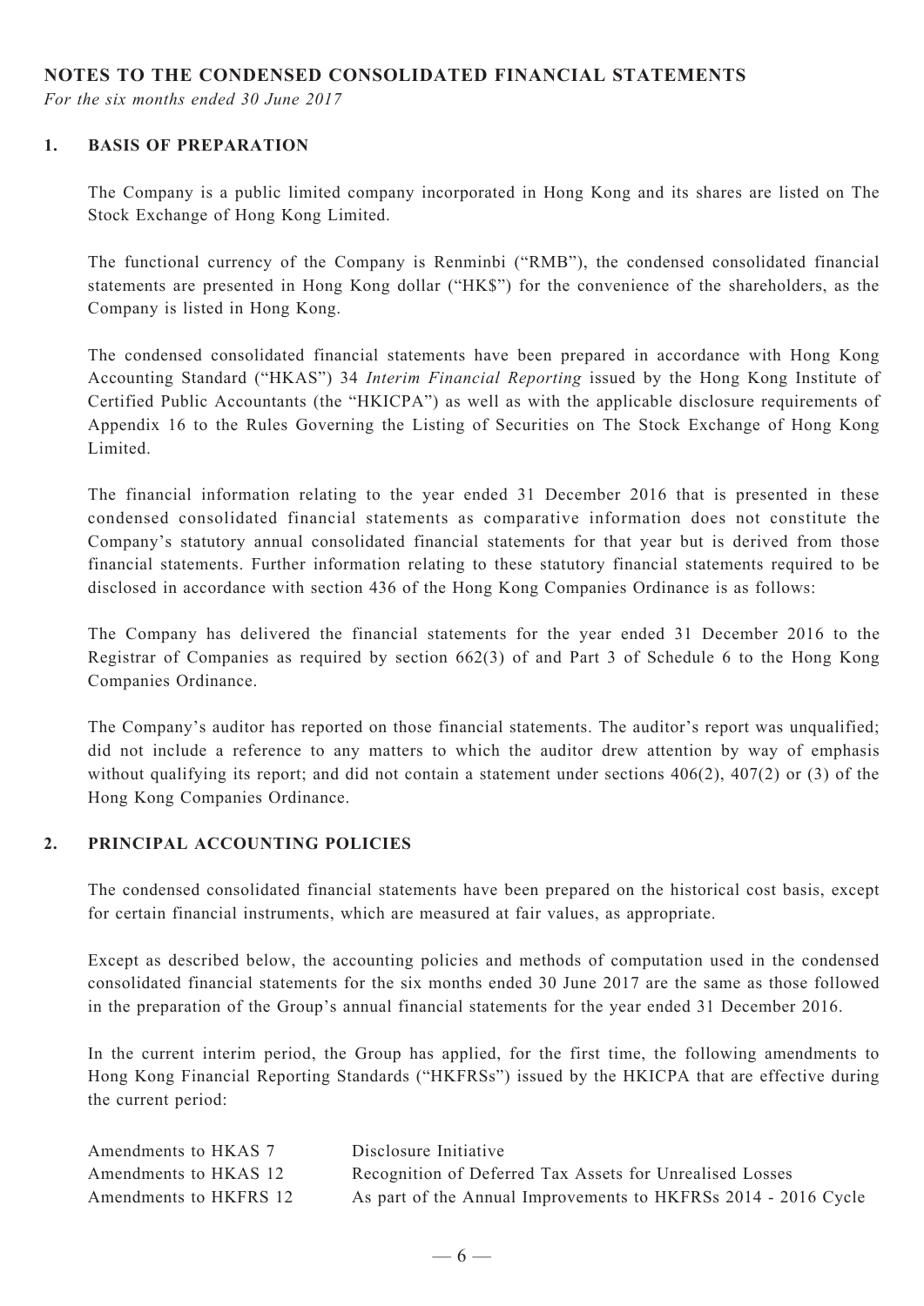## NOTES TO THE CONDENSED CONSOLIDATED FINANCIAL STATEMENTS

*For the six months ended 30 June 2017*

### 1. BASIS OF PREPARATION

The Company is a public limited company incorporated in Hong Kong and its shares are listed on The Stock Exchange of Hong Kong Limited.

The functional currency of the Company is Renminbi ("RMB"), the condensed consolidated financial statements are presented in Hong Kong dollar ("HK$") for the convenience of the shareholders, as the Company is listed in Hong Kong.

The condensed consolidated financial statements have been prepared in accordance with Hong Kong Accounting Standard ("HKAS") 34 *Interim Financial Reporting* issued by the Hong Kong Institute of Certified Public Accountants (the "HKICPA") as well as with the applicable disclosure requirements of Appendix 16 to the Rules Governing the Listing of Securities on The Stock Exchange of Hong Kong Limited.

The financial information relating to the year ended 31 December 2016 that is presented in these condensed consolidated financial statements as comparative information does not constitute the Company's statutory annual consolidated financial statements for that year but is derived from those financial statements. Further information relating to these statutory financial statements required to be disclosed in accordance with section 436 of the Hong Kong Companies Ordinance is as follows:

The Company has delivered the financial statements for the year ended 31 December 2016 to the Registrar of Companies as required by section 662(3) of and Part 3 of Schedule 6 to the Hong Kong Companies Ordinance.

The Company's auditor has reported on those financial statements. The auditor's report was unqualified; did not include a reference to any matters to which the auditor drew attention by way of emphasis without qualifying its report; and did not contain a statement under sections 406(2), 407(2) or (3) of the Hong Kong Companies Ordinance.

### 2. PRINCIPAL ACCOUNTING POLICIES

The condensed consolidated financial statements have been prepared on the historical cost basis, except for certain financial instruments, which are measured at fair values, as appropriate.

Except as described below, the accounting policies and methods of computation used in the condensed consolidated financial statements for the six months ended 30 June 2017 are the same as those followed in the preparation of the Group's annual financial statements for the year ended 31 December 2016.

In the current interim period, the Group has applied, for the first time, the following amendments to Hong Kong Financial Reporting Standards ("HKFRSs") issued by the HKICPA that are effective during the current period:

| | |
|---|---|
| Amendments to HKAS 7 | Disclosure Initiative |
| Amendments to HKAS 12 | Recognition of Deferred Tax Assets for Unrealised Losses |
| Amendments to HKFRS 12 | As part of the Annual Improvements to HKFRSs 2014 - 2016 Cycle |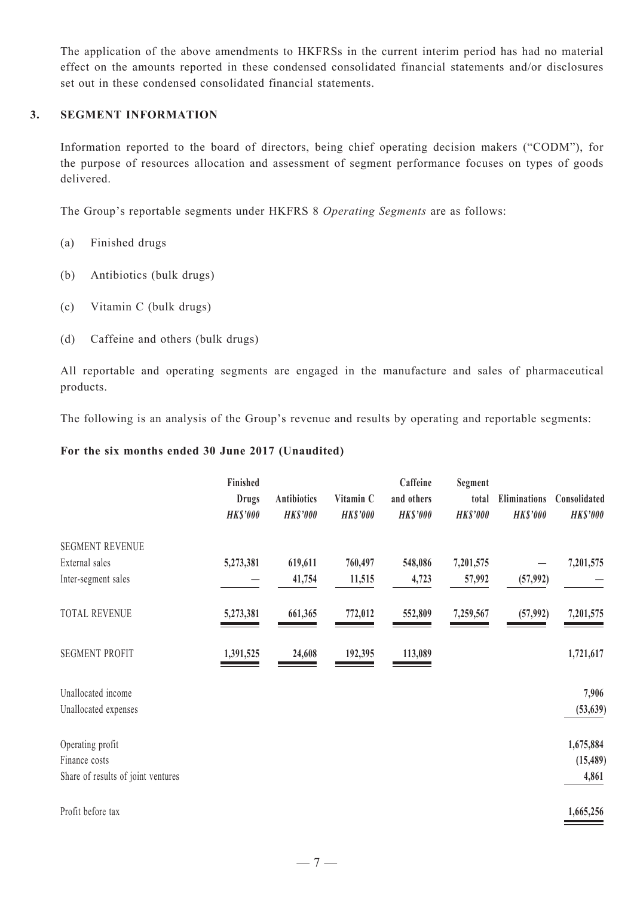The application of the above amendments to HKFRSs in the current interim period has had no material effect on the amounts reported in these condensed consolidated financial statements and/or disclosures set out in these condensed consolidated financial statements.

## 3. SEGMENT INFORMATION

Information reported to the board of directors, being chief operating decision makers ("CODM"), for the purpose of resources allocation and assessment of segment performance focuses on types of goods delivered.

The Group's reportable segments under HKFRS 8 *Operating Segments* are as follows:

(a) Finished drugs

(b) Antibiotics (bulk drugs)

(c) Vitamin C (bulk drugs)

(d) Caffeine and others (bulk drugs)

All reportable and operating segments are engaged in the manufacture and sales of pharmaceutical products.

The following is an analysis of the Group's revenue and results by operating and reportable segments:

**For the six months ended 30 June 2017 (Unaudited)**

| | Finished Drugs *HK$'000* | Antibiotics *HK$'000* | Vitamin C *HK$'000* | Caffeine and others *HK$'000* | Segment total *HK$'000* | Eliminations *HK$'000* | Consolidated *HK$'000* |
|---|---|---|---|---|---|---|---|
| SEGMENT REVENUE | | | | | | | |
| External sales | 5,273,381 | 619,611 | 760,497 | 548,086 | 7,201,575 | — | 7,201,575 |
| Inter-segment sales | — | 41,754 | 11,515 | 4,723 | 57,992 | (57,992) | — |
| TOTAL REVENUE | 5,273,381 | 661,365 | 772,012 | 552,809 | 7,259,567 | (57,992) | 7,201,575 |
| SEGMENT PROFIT | 1,391,525 | 24,608 | 192,395 | 113,089 | | | 1,721,617 |
| Unallocated income | | | | | | | 7,906 |
| Unallocated expenses | | | | | | | (53,639) |
| Operating profit | | | | | | | 1,675,884 |
| Finance costs | | | | | | | (15,489) |
| Share of results of joint ventures | | | | | | | 4,861 |
| Profit before tax | | | | | | | 1,665,256 |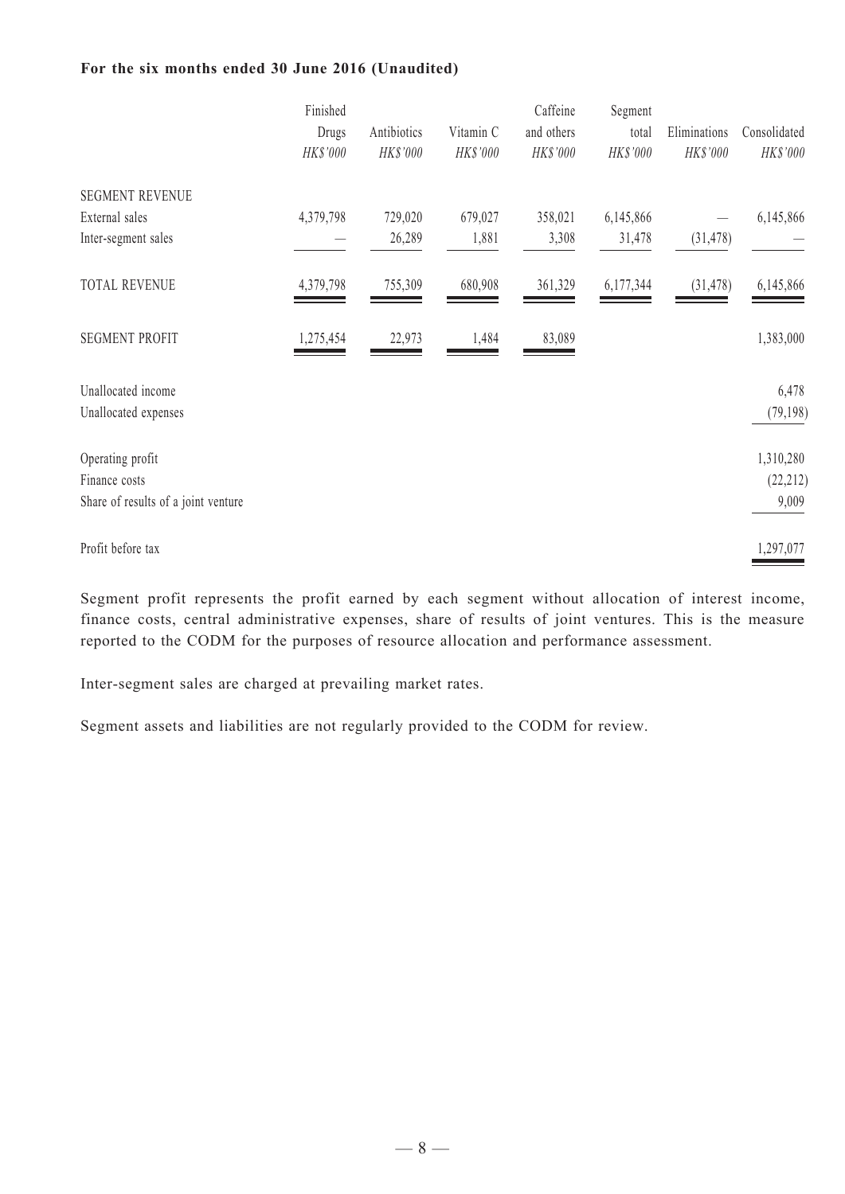**For the six months ended 30 June 2016 (Unaudited)**

| | Finished Drugs *HK$'000* | Antibiotics *HK$'000* | Vitamin C *HK$'000* | Caffeine and others *HK$'000* | Segment total *HK$'000* | Eliminations *HK$'000* | Consolidated *HK$'000* |
|---|---|---|---|---|---|---|---|
| SEGMENT REVENUE | | | | | | | |
| External sales | 4,379,798 | 729,020 | 679,027 | 358,021 | 6,145,866 | — | 6,145,866 |
| Inter-segment sales | — | 26,289 | 1,881 | 3,308 | 31,478 | (31,478) | — |
| TOTAL REVENUE | 4,379,798 | 755,309 | 680,908 | 361,329 | 6,177,344 | (31,478) | 6,145,866 |
| SEGMENT PROFIT | 1,275,454 | 22,973 | 1,484 | 83,089 | | | 1,383,000 |
| Unallocated income | | | | | | | 6,478 |
| Unallocated expenses | | | | | | | (79,198) |
| Operating profit | | | | | | | 1,310,280 |
| Finance costs | | | | | | | (22,212) |
| Share of results of a joint venture | | | | | | | 9,009 |
| Profit before tax | | | | | | | 1,297,077 |

Segment profit represents the profit earned by each segment without allocation of interest income, finance costs, central administrative expenses, share of results of joint ventures. This is the measure reported to the CODM for the purposes of resource allocation and performance assessment.

Inter-segment sales are charged at prevailing market rates.

Segment assets and liabilities are not regularly provided to the CODM for review.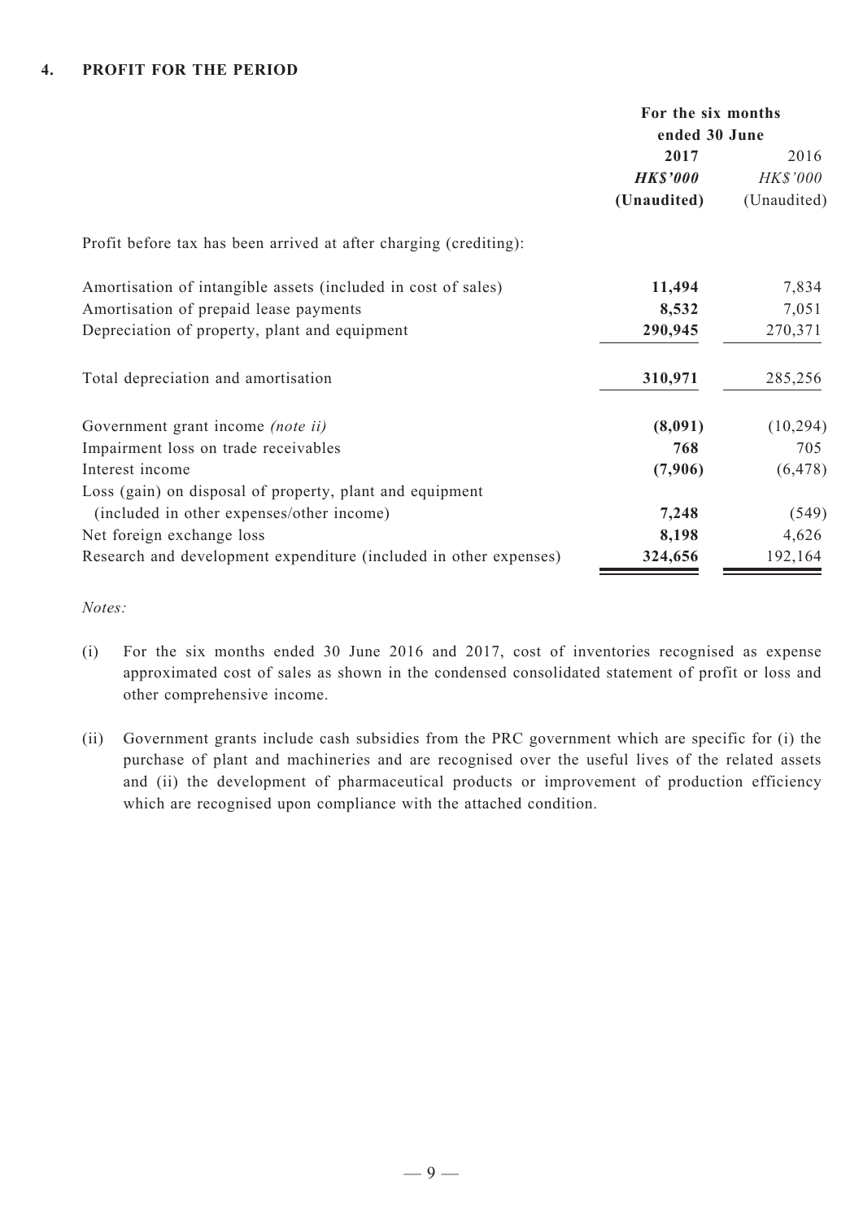## 4. PROFIT FOR THE PERIOD

| | For the six months ended 30 June | |
|---|---|---|
| | **2017** | 2016 |
| | ***HK$'000*** | *HK$'000* |
| | **(Unaudited)** | (Unaudited) |
| Profit before tax has been arrived at after charging (crediting): | | |
| Amortisation of intangible assets (included in cost of sales) | **11,494** | 7,834 |
| Amortisation of prepaid lease payments | **8,532** | 7,051 |
| Depreciation of property, plant and equipment | **290,945** | 270,371 |
| Total depreciation and amortisation | **310,971** | 285,256 |
| Government grant income *(note ii)* | **(8,091)** | (10,294) |
| Impairment loss on trade receivables | **768** | 705 |
| Interest income | **(7,906)** | (6,478) |
| Loss (gain) on disposal of property, plant and equipment (included in other expenses/other income) | **7,248** | (549) |
| Net foreign exchange loss | **8,198** | 4,626 |
| Research and development expenditure (included in other expenses) | **324,656** | 192,164 |

*Notes:*

(i) For the six months ended 30 June 2016 and 2017, cost of inventories recognised as expense approximated cost of sales as shown in the condensed consolidated statement of profit or loss and other comprehensive income.

(ii) Government grants include cash subsidies from the PRC government which are specific for (i) the purchase of plant and machineries and are recognised over the useful lives of the related assets and (ii) the development of pharmaceutical products or improvement of production efficiency which are recognised upon compliance with the attached condition.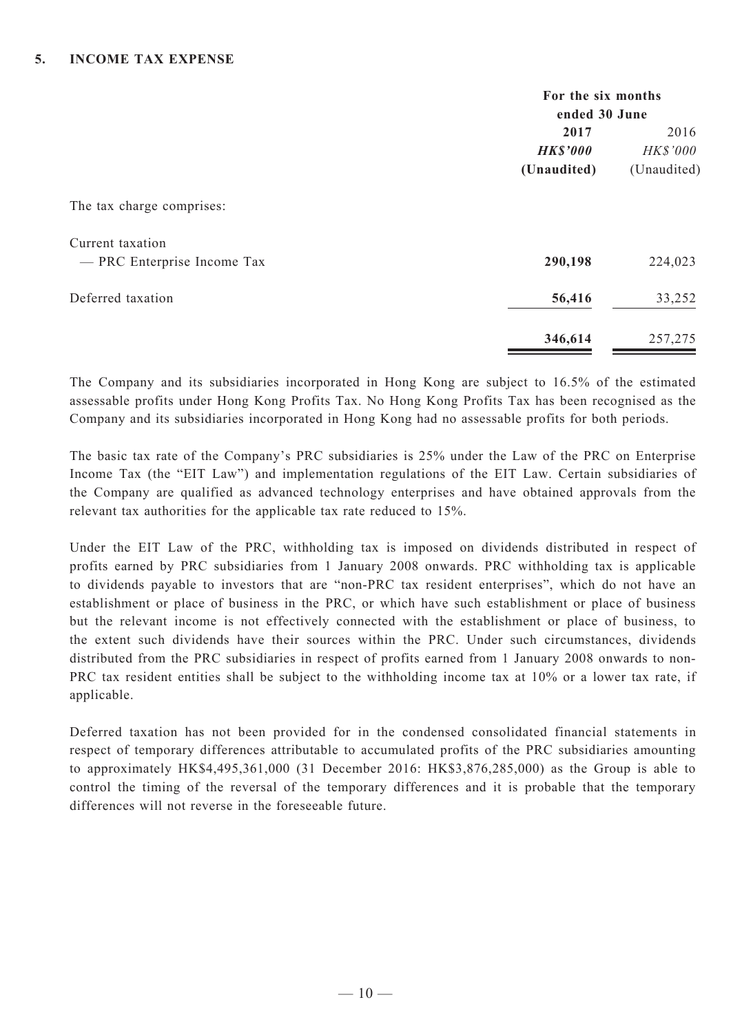## 5. INCOME TAX EXPENSE

| | For the six months ended 30 June | |
|---|---|---|
| | **2017** | 2016 |
| | ***HK$'000*** | *HK$'000* |
| | **(Unaudited)** | (Unaudited) |
| The tax charge comprises: | | |
| Current taxation | | |
| — PRC Enterprise Income Tax | **290,198** | 224,023 |
| Deferred taxation | **56,416** | 33,252 |
| | **346,614** | 257,275 |

The Company and its subsidiaries incorporated in Hong Kong are subject to 16.5% of the estimated assessable profits under Hong Kong Profits Tax. No Hong Kong Profits Tax has been recognised as the Company and its subsidiaries incorporated in Hong Kong had no assessable profits for both periods.

The basic tax rate of the Company's PRC subsidiaries is 25% under the Law of the PRC on Enterprise Income Tax (the "EIT Law") and implementation regulations of the EIT Law. Certain subsidiaries of the Company are qualified as advanced technology enterprises and have obtained approvals from the relevant tax authorities for the applicable tax rate reduced to 15%.

Under the EIT Law of the PRC, withholding tax is imposed on dividends distributed in respect of profits earned by PRC subsidiaries from 1 January 2008 onwards. PRC withholding tax is applicable to dividends payable to investors that are "non-PRC tax resident enterprises", which do not have an establishment or place of business in the PRC, or which have such establishment or place of business but the relevant income is not effectively connected with the establishment or place of business, to the extent such dividends have their sources within the PRC. Under such circumstances, dividends distributed from the PRC subsidiaries in respect of profits earned from 1 January 2008 onwards to non-PRC tax resident entities shall be subject to the withholding income tax at 10% or a lower tax rate, if applicable.

Deferred taxation has not been provided for in the condensed consolidated financial statements in respect of temporary differences attributable to accumulated profits of the PRC subsidiaries amounting to approximately HK$4,495,361,000 (31 December 2016: HK$3,876,285,000) as the Group is able to control the timing of the reversal of the temporary differences and it is probable that the temporary differences will not reverse in the foreseeable future.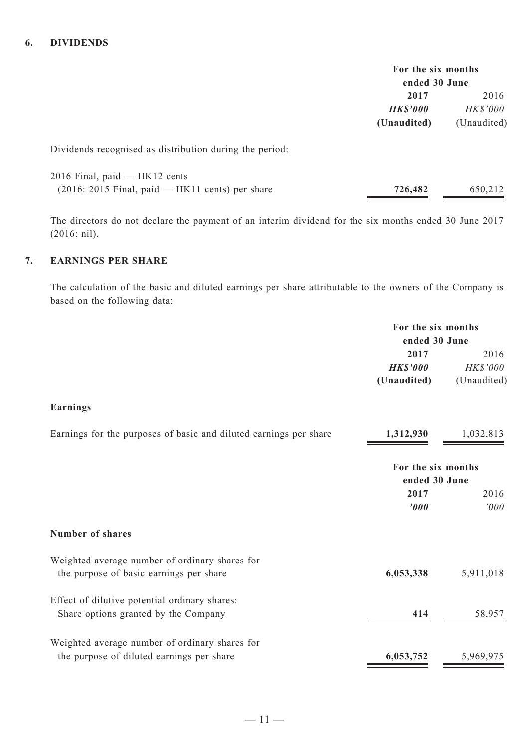## 6. DIVIDENDS

| | For the six months ended 30 June | |
|---|---|---|
| | **2017** | 2016 |
| | ***HK$'000*** | *HK$'000* |
| | **(Unaudited)** | (Unaudited) |
| Dividends recognised as distribution during the period: | | |
| 2016 Final, paid — HK12 cents (2016: 2015 Final, paid — HK11 cents) per share | **726,482** | 650,212 |

The directors do not declare the payment of an interim dividend for the six months ended 30 June 2017 (2016: nil).

## 7. EARNINGS PER SHARE

The calculation of the basic and diluted earnings per share attributable to the owners of the Company is based on the following data:

| | For the six months ended 30 June | |
|---|---|---|
| | **2017** | 2016 |
| | ***HK$'000*** | *HK$'000* |
| | **(Unaudited)** | (Unaudited) |
| **Earnings** | | |
| Earnings for the purposes of basic and diluted earnings per share | **1,312,930** | 1,032,813 |

| | For the six months ended 30 June | |
|---|---|---|
| | **2017** | 2016 |
| | ***'000*** | *'000* |
| **Number of shares** | | |
| Weighted average number of ordinary shares for the purpose of basic earnings per share | **6,053,338** | 5,911,018 |
| Effect of dilutive potential ordinary shares: Share options granted by the Company | **414** | 58,957 |
| Weighted average number of ordinary shares for the purpose of diluted earnings per share | **6,053,752** | 5,969,975 |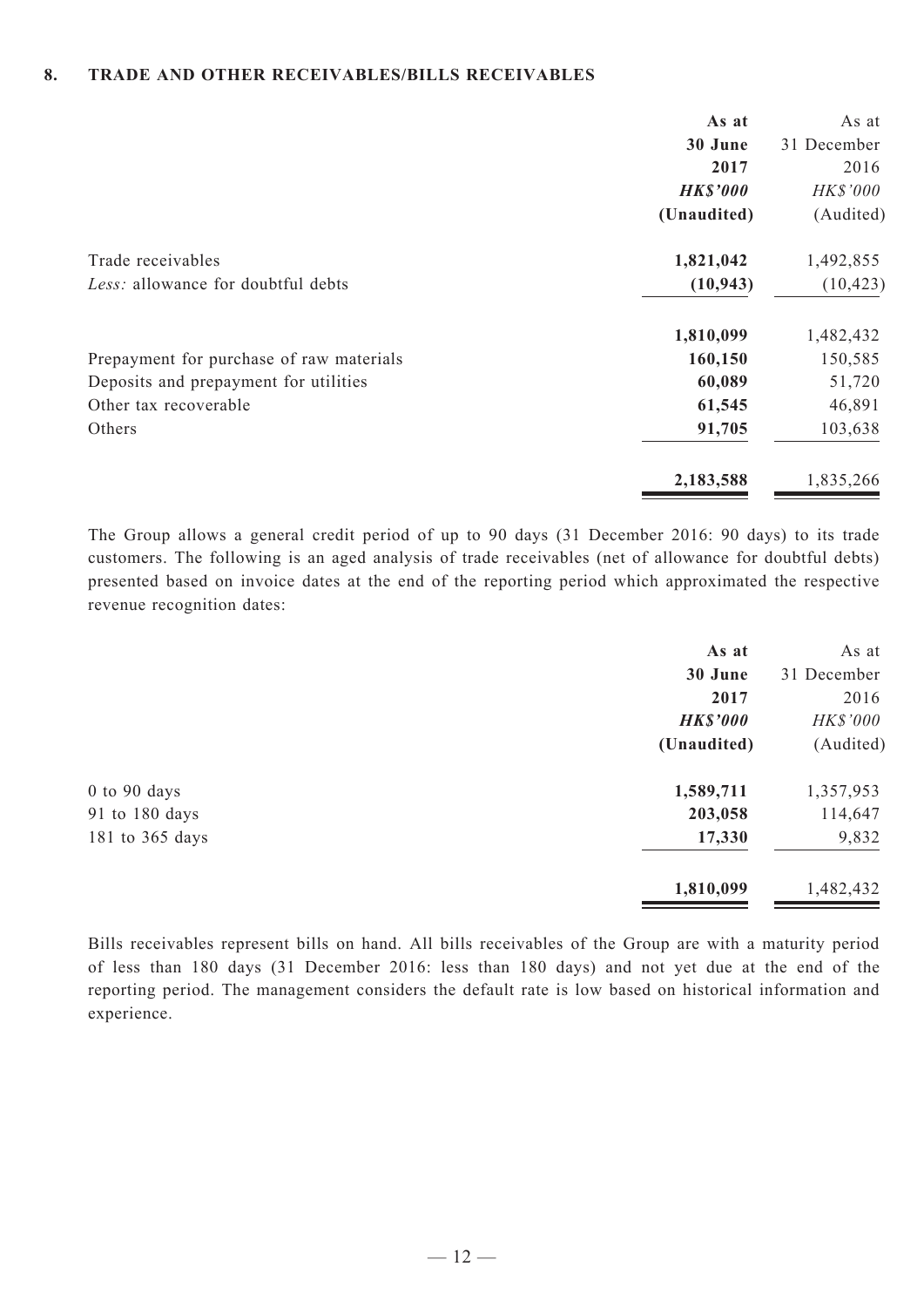## 8. TRADE AND OTHER RECEIVABLES/BILLS RECEIVABLES

| | As at 30 June 2017 *HK$'000* (Unaudited) | As at 31 December 2016 *HK$'000* (Audited) |
|---|---|---|
| Trade receivables | **1,821,042** | 1,492,855 |
| *Less:* allowance for doubtful debts | **(10,943)** | (10,423) |
| | **1,810,099** | 1,482,432 |
| Prepayment for purchase of raw materials | **160,150** | 150,585 |
| Deposits and prepayment for utilities | **60,089** | 51,720 |
| Other tax recoverable | **61,545** | 46,891 |
| Others | **91,705** | 103,638 |
| | **2,183,588** | 1,835,266 |

The Group allows a general credit period of up to 90 days (31 December 2016: 90 days) to its trade customers. The following is an aged analysis of trade receivables (net of allowance for doubtful debts) presented based on invoice dates at the end of the reporting period which approximated the respective revenue recognition dates:

| | As at 30 June 2017 *HK$'000* (Unaudited) | As at 31 December 2016 *HK$'000* (Audited) |
|---|---|---|
| 0 to 90 days | **1,589,711** | 1,357,953 |
| 91 to 180 days | **203,058** | 114,647 |
| 181 to 365 days | **17,330** | 9,832 |
| | **1,810,099** | 1,482,432 |

Bills receivables represent bills on hand. All bills receivables of the Group are with a maturity period of less than 180 days (31 December 2016: less than 180 days) and not yet due at the end of the reporting period. The management considers the default rate is low based on historical information and experience.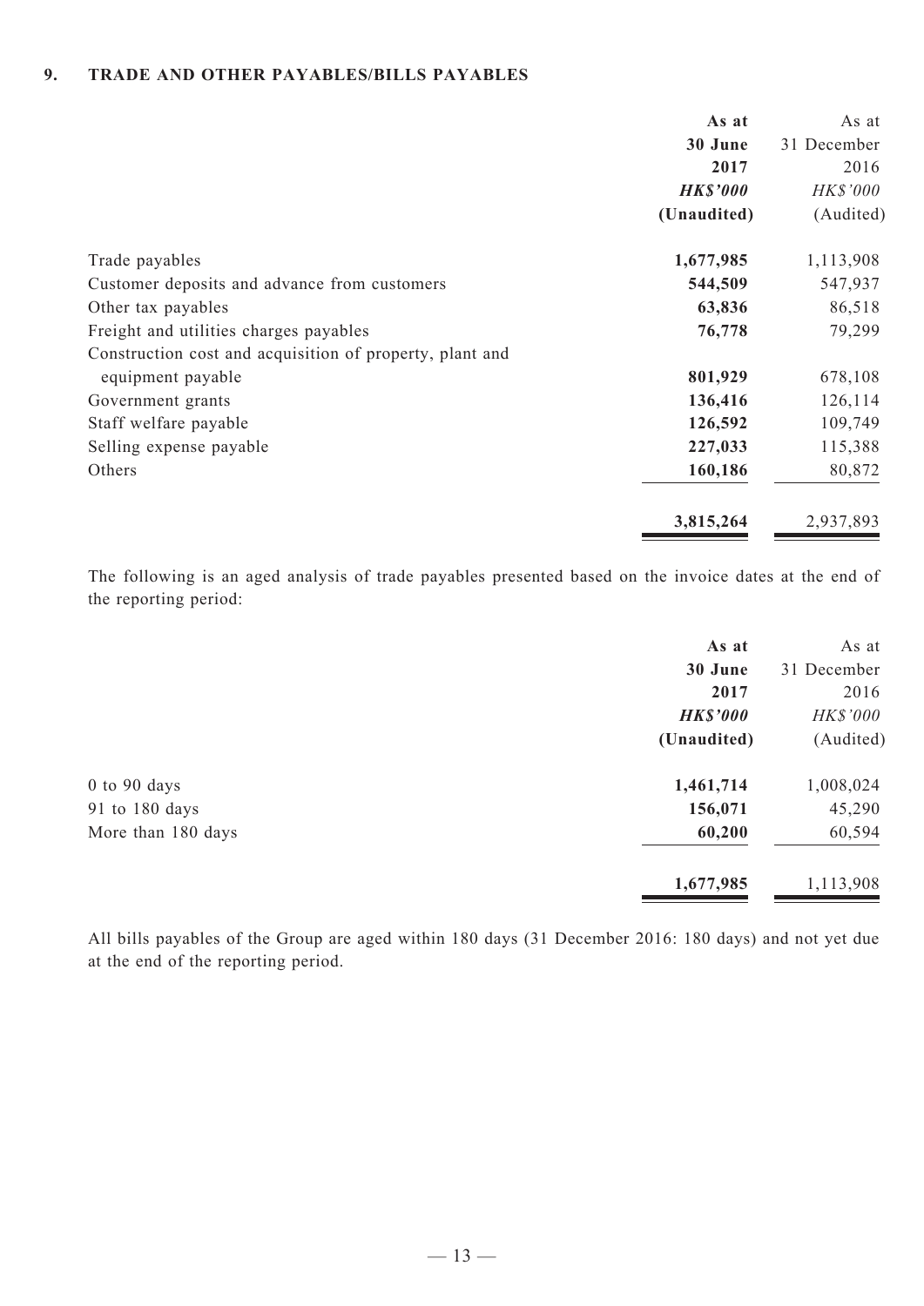## 9. TRADE AND OTHER PAYABLES/BILLS PAYABLES

| | **As at 30 June 2017** | As at 31 December 2016 |
|---|---|---|
| | ***HK$'000*** | *HK$'000* |
| | **(Unaudited)** | (Audited) |
| Trade payables | **1,677,985** | 1,113,908 |
| Customer deposits and advance from customers | **544,509** | 547,937 |
| Other tax payables | **63,836** | 86,518 |
| Freight and utilities charges payables | **76,778** | 79,299 |
| Construction cost and acquisition of property, plant and equipment payable | **801,929** | 678,108 |
| Government grants | **136,416** | 126,114 |
| Staff welfare payable | **126,592** | 109,749 |
| Selling expense payable | **227,033** | 115,388 |
| Others | **160,186** | 80,872 |
| | **3,815,264** | 2,937,893 |

The following is an aged analysis of trade payables presented based on the invoice dates at the end of the reporting period:

| | **As at 30 June 2017** | As at 31 December 2016 |
|---|---|---|
| | ***HK$'000*** | *HK$'000* |
| | **(Unaudited)** | (Audited) |
| 0 to 90 days | **1,461,714** | 1,008,024 |
| 91 to 180 days | **156,071** | 45,290 |
| More than 180 days | **60,200** | 60,594 |
| | **1,677,985** | 1,113,908 |

All bills payables of the Group are aged within 180 days (31 December 2016: 180 days) and not yet due at the end of the reporting period.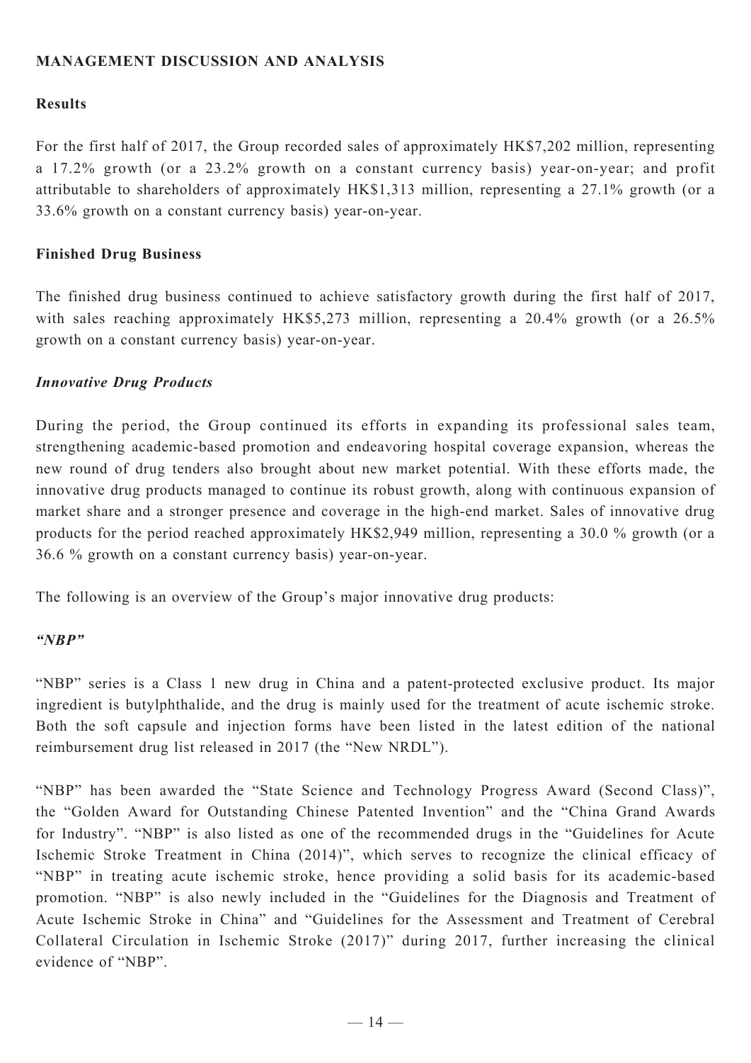## MANAGEMENT DISCUSSION AND ANALYSIS

### Results

For the first half of 2017, the Group recorded sales of approximately HK$7,202 million, representing a 17.2% growth (or a 23.2% growth on a constant currency basis) year-on-year; and profit attributable to shareholders of approximately HK$1,313 million, representing a 27.1% growth (or a 33.6% growth on a constant currency basis) year-on-year.

### Finished Drug Business

The finished drug business continued to achieve satisfactory growth during the first half of 2017, with sales reaching approximately HK$5,273 million, representing a 20.4% growth (or a 26.5% growth on a constant currency basis) year-on-year.

#### *Innovative Drug Products*

During the period, the Group continued its efforts in expanding its professional sales team, strengthening academic-based promotion and endeavoring hospital coverage expansion, whereas the new round of drug tenders also brought about new market potential. With these efforts made, the innovative drug products managed to continue its robust growth, along with continuous expansion of market share and a stronger presence and coverage in the high-end market. Sales of innovative drug products for the period reached approximately HK$2,949 million, representing a 30.0 % growth (or a 36.6 % growth on a constant currency basis) year-on-year.

The following is an overview of the Group's major innovative drug products:

#### *"NBP"*

"NBP" series is a Class 1 new drug in China and a patent-protected exclusive product. Its major ingredient is butylphthalide, and the drug is mainly used for the treatment of acute ischemic stroke. Both the soft capsule and injection forms have been listed in the latest edition of the national reimbursement drug list released in 2017 (the "New NRDL").

"NBP" has been awarded the "State Science and Technology Progress Award (Second Class)", the "Golden Award for Outstanding Chinese Patented Invention" and the "China Grand Awards for Industry". "NBP" is also listed as one of the recommended drugs in the "Guidelines for Acute Ischemic Stroke Treatment in China (2014)", which serves to recognize the clinical efficacy of "NBP" in treating acute ischemic stroke, hence providing a solid basis for its academic-based promotion. "NBP" is also newly included in the "Guidelines for the Diagnosis and Treatment of Acute Ischemic Stroke in China" and "Guidelines for the Assessment and Treatment of Cerebral Collateral Circulation in Ischemic Stroke (2017)" during 2017, further increasing the clinical evidence of "NBP".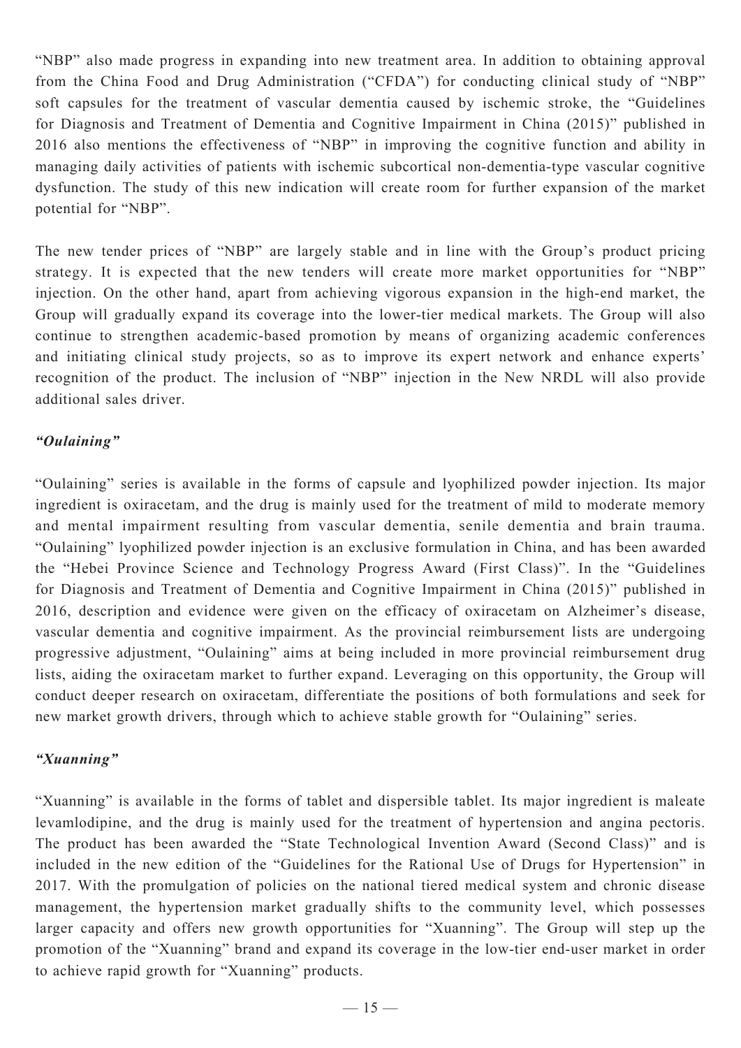"NBP" also made progress in expanding into new treatment area. In addition to obtaining approval from the China Food and Drug Administration ("CFDA") for conducting clinical study of "NBP" soft capsules for the treatment of vascular dementia caused by ischemic stroke, the "Guidelines for Diagnosis and Treatment of Dementia and Cognitive Impairment in China (2015)" published in 2016 also mentions the effectiveness of "NBP" in improving the cognitive function and ability in managing daily activities of patients with ischemic subcortical non-dementia-type vascular cognitive dysfunction. The study of this new indication will create room for further expansion of the market potential for "NBP".

The new tender prices of "NBP" are largely stable and in line with the Group's product pricing strategy. It is expected that the new tenders will create more market opportunities for "NBP" injection. On the other hand, apart from achieving vigorous expansion in the high-end market, the Group will gradually expand its coverage into the lower-tier medical markets. The Group will also continue to strengthen academic-based promotion by means of organizing academic conferences and initiating clinical study projects, so as to improve its expert network and enhance experts' recognition of the product. The inclusion of "NBP" injection in the New NRDL will also provide additional sales driver.

***"Oulaining"***

"Oulaining" series is available in the forms of capsule and lyophilized powder injection. Its major ingredient is oxiracetam, and the drug is mainly used for the treatment of mild to moderate memory and mental impairment resulting from vascular dementia, senile dementia and brain trauma. "Oulaining" lyophilized powder injection is an exclusive formulation in China, and has been awarded the "Hebei Province Science and Technology Progress Award (First Class)". In the "Guidelines for Diagnosis and Treatment of Dementia and Cognitive Impairment in China (2015)" published in 2016, description and evidence were given on the efficacy of oxiracetam on Alzheimer's disease, vascular dementia and cognitive impairment. As the provincial reimbursement lists are undergoing progressive adjustment, "Oulaining" aims at being included in more provincial reimbursement drug lists, aiding the oxiracetam market to further expand. Leveraging on this opportunity, the Group will conduct deeper research on oxiracetam, differentiate the positions of both formulations and seek for new market growth drivers, through which to achieve stable growth for "Oulaining" series.

***"Xuanning"***

"Xuanning" is available in the forms of tablet and dispersible tablet. Its major ingredient is maleate levamlodipine, and the drug is mainly used for the treatment of hypertension and angina pectoris. The product has been awarded the "State Technological Invention Award (Second Class)" and is included in the new edition of the "Guidelines for the Rational Use of Drugs for Hypertension" in 2017. With the promulgation of policies on the national tiered medical system and chronic disease management, the hypertension market gradually shifts to the community level, which possesses larger capacity and offers new growth opportunities for "Xuanning". The Group will step up the promotion of the "Xuanning" brand and expand its coverage in the low-tier end-user market in order to achieve rapid growth for "Xuanning" products.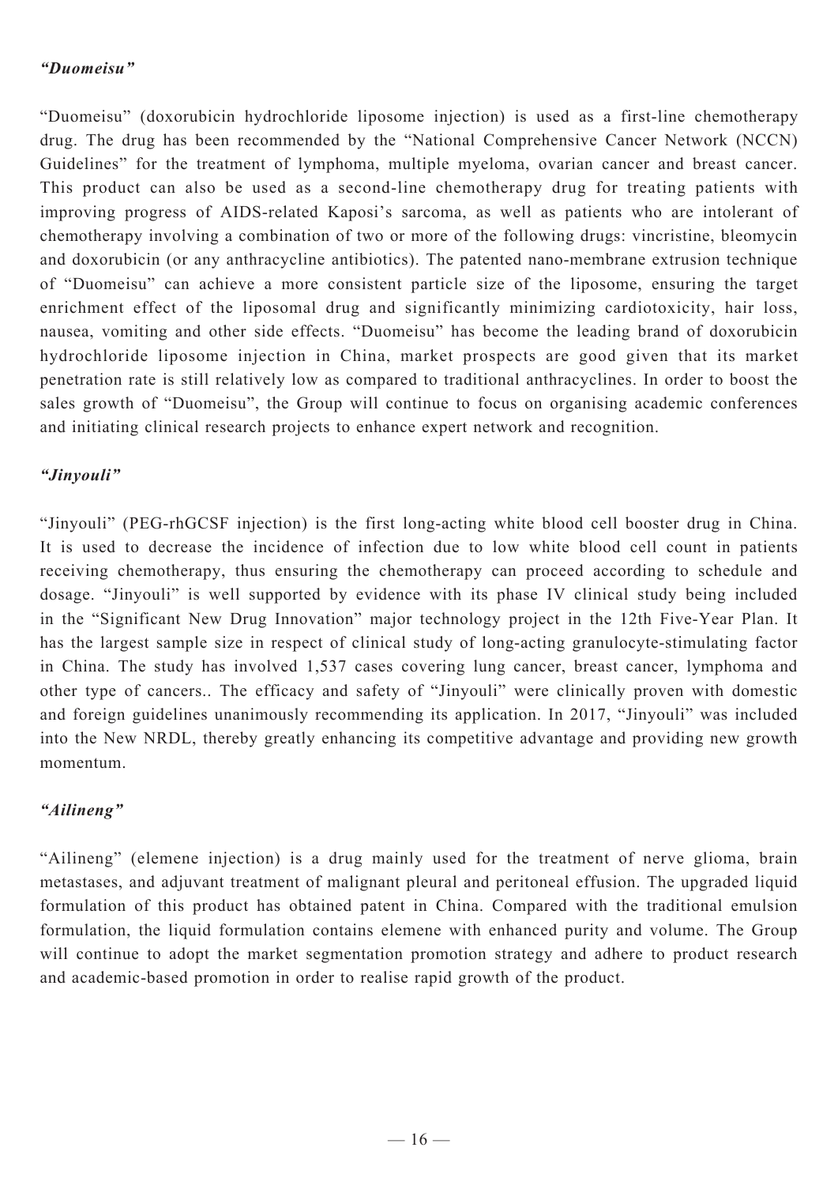*“Duomeisu”*

“Duomeisu” (doxorubicin hydrochloride liposome injection) is used as a first-line chemotherapy drug. The drug has been recommended by the “National Comprehensive Cancer Network (NCCN) Guidelines” for the treatment of lymphoma, multiple myeloma, ovarian cancer and breast cancer. This product can also be used as a second-line chemotherapy drug for treating patients with improving progress of AIDS-related Kaposi’s sarcoma, as well as patients who are intolerant of chemotherapy involving a combination of two or more of the following drugs: vincristine, bleomycin and doxorubicin (or any anthracycline antibiotics). The patented nano-membrane extrusion technique of “Duomeisu” can achieve a more consistent particle size of the liposome, ensuring the target enrichment effect of the liposomal drug and significantly minimizing cardiotoxicity, hair loss, nausea, vomiting and other side effects. “Duomeisu” has become the leading brand of doxorubicin hydrochloride liposome injection in China, market prospects are good given that its market penetration rate is still relatively low as compared to traditional anthracyclines. In order to boost the sales growth of “Duomeisu”, the Group will continue to focus on organising academic conferences and initiating clinical research projects to enhance expert network and recognition.

*“Jinyouli”*

“Jinyouli” (PEG-rhGCSF injection) is the first long-acting white blood cell booster drug in China. It is used to decrease the incidence of infection due to low white blood cell count in patients receiving chemotherapy, thus ensuring the chemotherapy can proceed according to schedule and dosage. “Jinyouli” is well supported by evidence with its phase IV clinical study being included in the “Significant New Drug Innovation” major technology project in the 12th Five-Year Plan. It has the largest sample size in respect of clinical study of long-acting granulocyte-stimulating factor in China. The study has involved 1,537 cases covering lung cancer, breast cancer, lymphoma and other type of cancers.. The efficacy and safety of “Jinyouli” were clinically proven with domestic and foreign guidelines unanimously recommending its application. In 2017, “Jinyouli” was included into the New NRDL, thereby greatly enhancing its competitive advantage and providing new growth momentum.

*“Ailineng”*

“Ailineng” (elemene injection) is a drug mainly used for the treatment of nerve glioma, brain metastases, and adjuvant treatment of malignant pleural and peritoneal effusion. The upgraded liquid formulation of this product has obtained patent in China. Compared with the traditional emulsion formulation, the liquid formulation contains elemene with enhanced purity and volume. The Group will continue to adopt the market segmentation promotion strategy and adhere to product research and academic-based promotion in order to realise rapid growth of the product.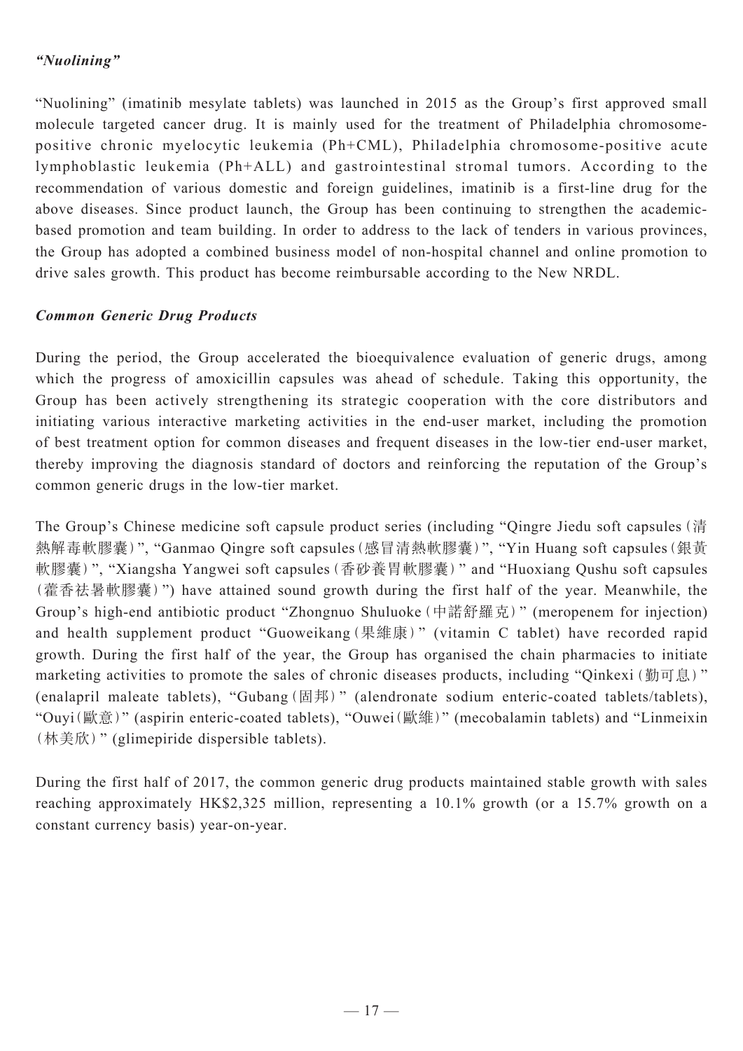*“Nuolining”*

“Nuolining” (imatinib mesylate tablets) was launched in 2015 as the Group’s first approved small molecule targeted cancer drug. It is mainly used for the treatment of Philadelphia chromosome-positive chronic myelocytic leukemia (Ph+CML), Philadelphia chromosome-positive acute lymphoblastic leukemia (Ph+ALL) and gastrointestinal stromal tumors. According to the recommendation of various domestic and foreign guidelines, imatinib is a first-line drug for the above diseases. Since product launch, the Group has been continuing to strengthen the academic-based promotion and team building. In order to address to the lack of tenders in various provinces, the Group has adopted a combined business model of non-hospital channel and online promotion to drive sales growth. This product has become reimbursable according to the New NRDL.

***Common Generic Drug Products***

During the period, the Group accelerated the bioequivalence evaluation of generic drugs, among which the progress of amoxicillin capsules was ahead of schedule. Taking this opportunity, the Group has been actively strengthening its strategic cooperation with the core distributors and initiating various interactive marketing activities in the end-user market, including the promotion of best treatment option for common diseases and frequent diseases in the low-tier end-user market, thereby improving the diagnosis standard of doctors and reinforcing the reputation of the Group’s common generic drugs in the low-tier market.

The Group’s Chinese medicine soft capsule product series (including “Qingre Jiedu soft capsules (清熱解毒軟膠囊)”, “Ganmao Qingre soft capsules (感冒清熱軟膠囊)”, “Yin Huang soft capsules (銀黃軟膠囊)”, “Xiangsha Yangwei soft capsules (香砂養胃軟膠囊)” and “Huoxiang Qushu soft capsules (藿香祛暑軟膠囊)”) have attained sound growth during the first half of the year. Meanwhile, the Group’s high-end antibiotic product “Zhongnuo Shuluoke (中諾舒羅克)” (meropenem for injection) and health supplement product “Guoweikang (果維康)” (vitamin C tablet) have recorded rapid growth. During the first half of the year, the Group has organised the chain pharmacies to initiate marketing activities to promote the sales of chronic diseases products, including “Qinkexi (勤可息)” (enalapril maleate tablets), “Gubang (固邦)” (alendronate sodium enteric-coated tablets/tablets), “Ouyi (歐意)” (aspirin enteric-coated tablets), “Ouwei (歐維)” (mecobalamin tablets) and “Linmeixin (林美欣)” (glimepiride dispersible tablets).

During the first half of 2017, the common generic drug products maintained stable growth with sales reaching approximately HK$2,325 million, representing a 10.1% growth (or a 15.7% growth on a constant currency basis) year-on-year.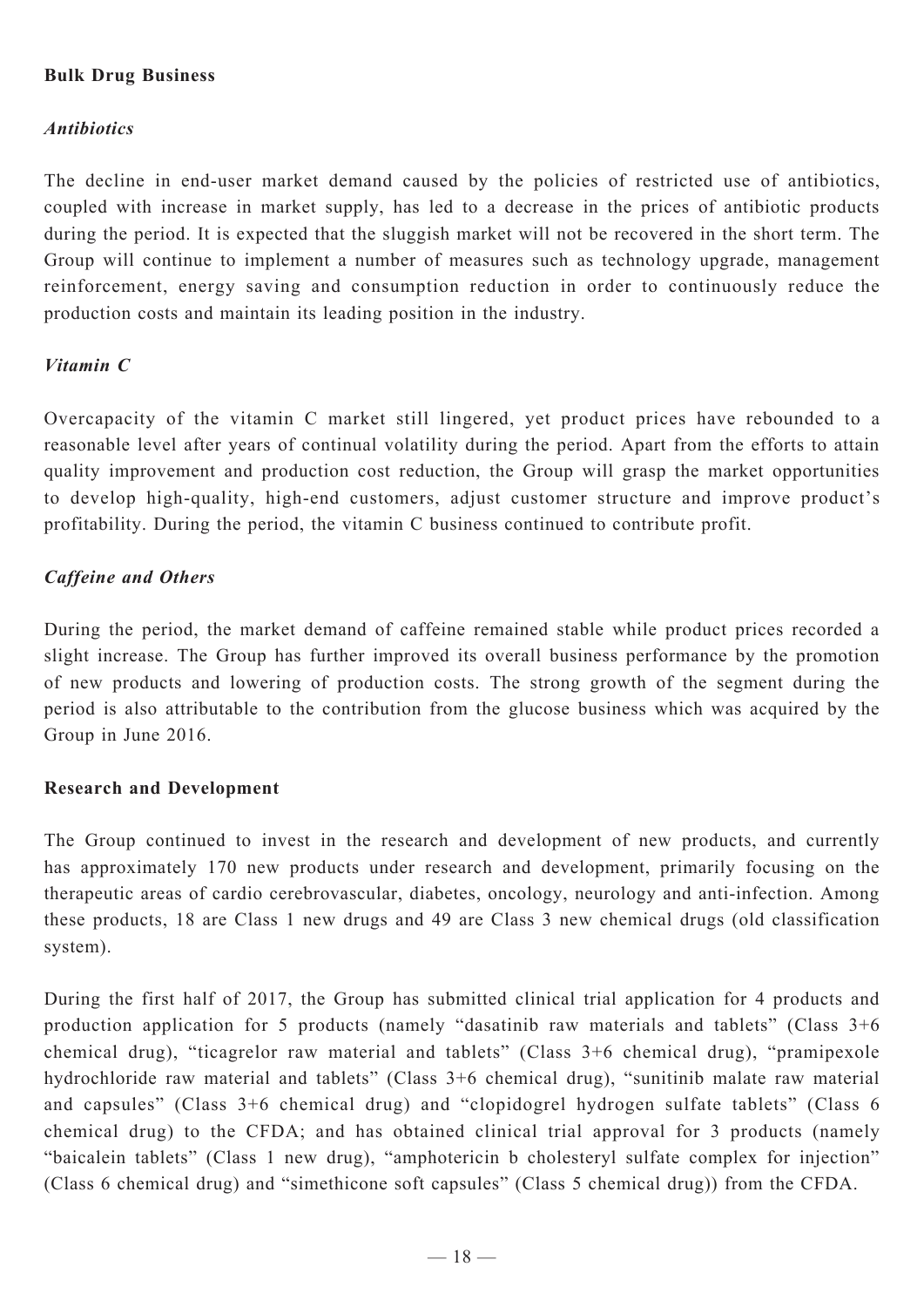**Bulk Drug Business**

*Antibiotics*

The decline in end-user market demand caused by the policies of restricted use of antibiotics, coupled with increase in market supply, has led to a decrease in the prices of antibiotic products during the period. It is expected that the sluggish market will not be recovered in the short term. The Group will continue to implement a number of measures such as technology upgrade, management reinforcement, energy saving and consumption reduction in order to continuously reduce the production costs and maintain its leading position in the industry.

*Vitamin C*

Overcapacity of the vitamin C market still lingered, yet product prices have rebounded to a reasonable level after years of continual volatility during the period. Apart from the efforts to attain quality improvement and production cost reduction, the Group will grasp the market opportunities to develop high-quality, high-end customers, adjust customer structure and improve product's profitability. During the period, the vitamin C business continued to contribute profit.

*Caffeine and Others*

During the period, the market demand of caffeine remained stable while product prices recorded a slight increase. The Group has further improved its overall business performance by the promotion of new products and lowering of production costs. The strong growth of the segment during the period is also attributable to the contribution from the glucose business which was acquired by the Group in June 2016.

**Research and Development**

The Group continued to invest in the research and development of new products, and currently has approximately 170 new products under research and development, primarily focusing on the therapeutic areas of cardio cerebrovascular, diabetes, oncology, neurology and anti-infection. Among these products, 18 are Class 1 new drugs and 49 are Class 3 new chemical drugs (old classification system).

During the first half of 2017, the Group has submitted clinical trial application for 4 products and production application for 5 products (namely "dasatinib raw materials and tablets" (Class 3+6 chemical drug), "ticagrelor raw material and tablets" (Class 3+6 chemical drug), "pramipexole hydrochloride raw material and tablets" (Class 3+6 chemical drug), "sunitinib malate raw material and capsules" (Class 3+6 chemical drug) and "clopidogrel hydrogen sulfate tablets" (Class 6 chemical drug) to the CFDA; and has obtained clinical trial approval for 3 products (namely "baicalein tablets" (Class 1 new drug), "amphotericin b cholesteryl sulfate complex for injection" (Class 6 chemical drug) and "simethicone soft capsules" (Class 5 chemical drug)) from the CFDA.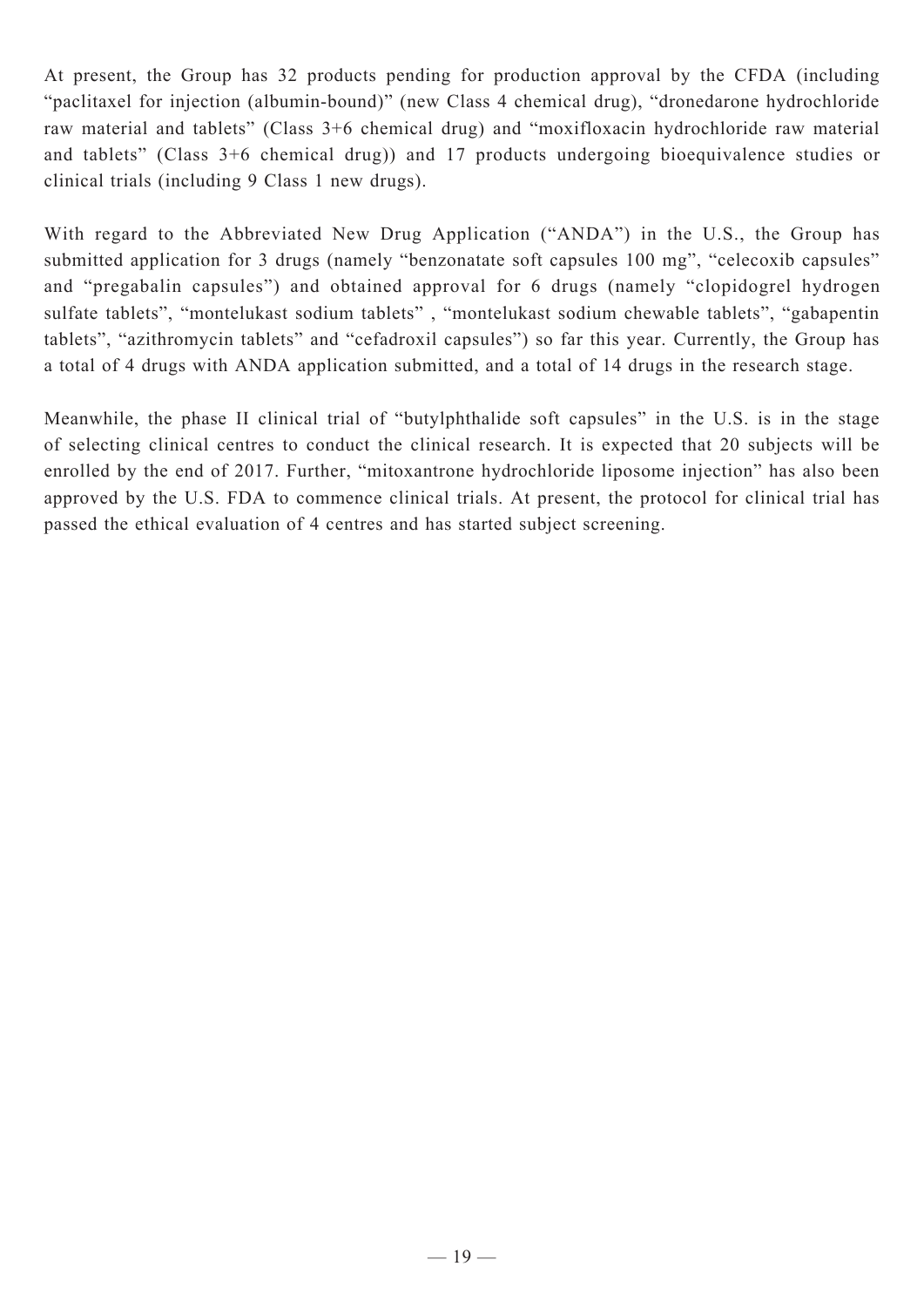At present, the Group has 32 products pending for production approval by the CFDA (including "paclitaxel for injection (albumin-bound)" (new Class 4 chemical drug), "dronedarone hydrochloride raw material and tablets" (Class 3+6 chemical drug) and "moxifloxacin hydrochloride raw material and tablets" (Class 3+6 chemical drug)) and 17 products undergoing bioequivalence studies or clinical trials (including 9 Class 1 new drugs).

With regard to the Abbreviated New Drug Application ("ANDA") in the U.S., the Group has submitted application for 3 drugs (namely "benzonatate soft capsules 100 mg", "celecoxib capsules" and "pregabalin capsules") and obtained approval for 6 drugs (namely "clopidogrel hydrogen sulfate tablets", "montelukast sodium tablets" , "montelukast sodium chewable tablets", "gabapentin tablets", "azithromycin tablets" and "cefadroxil capsules") so far this year. Currently, the Group has a total of 4 drugs with ANDA application submitted, and a total of 14 drugs in the research stage.

Meanwhile, the phase II clinical trial of "butylphthalide soft capsules" in the U.S. is in the stage of selecting clinical centres to conduct the clinical research. It is expected that 20 subjects will be enrolled by the end of 2017. Further, "mitoxantrone hydrochloride liposome injection" has also been approved by the U.S. FDA to commence clinical trials. At present, the protocol for clinical trial has passed the ethical evaluation of 4 centres and has started subject screening.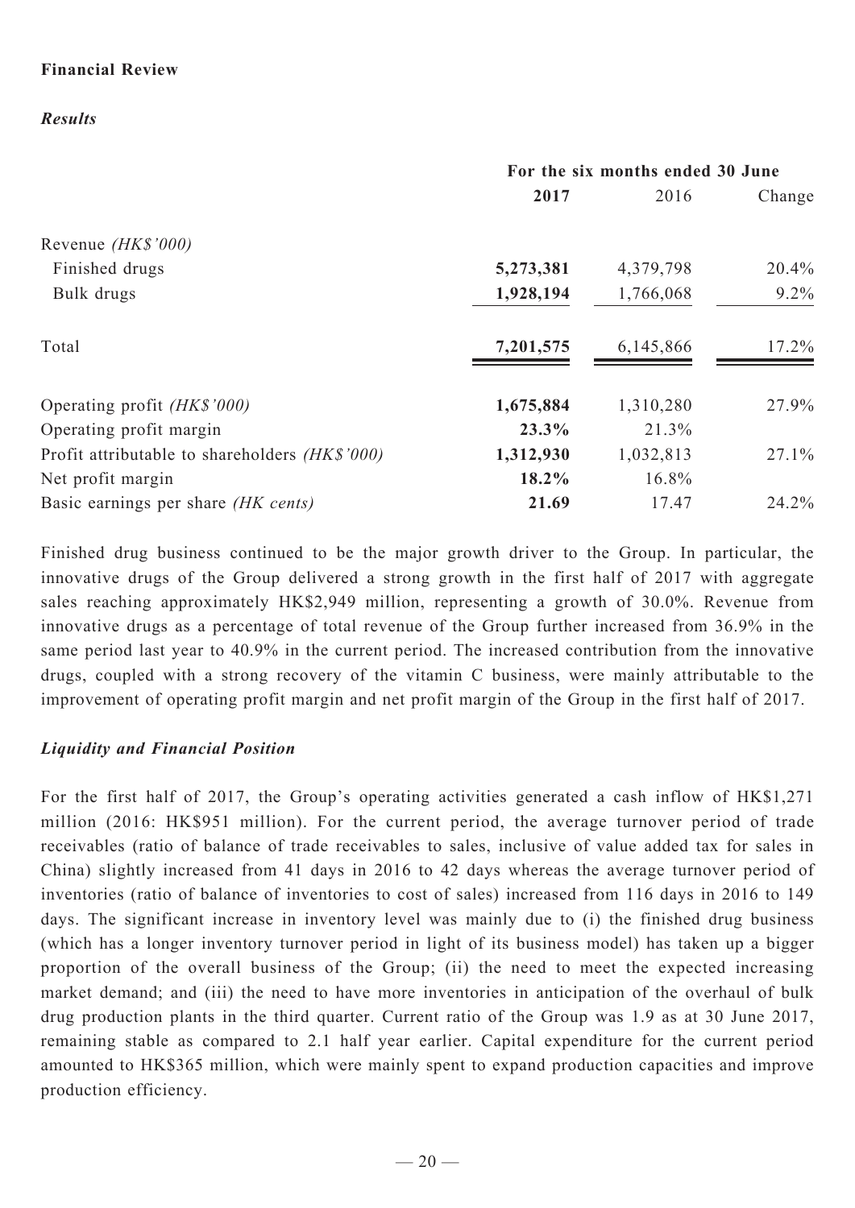**Financial Review**

***Results***

| | For the six months ended 30 June | | |
|---|---|---|---|
| | **2017** | 2016 | Change |
| Revenue *(HK$'000)* | | | |
| Finished drugs | **5,273,381** | 4,379,798 | 20.4% |
| Bulk drugs | **1,928,194** | 1,766,068 | 9.2% |
| Total | **7,201,575** | 6,145,866 | 17.2% |
| Operating profit *(HK$'000)* | **1,675,884** | 1,310,280 | 27.9% |
| Operating profit margin | **23.3%** | 21.3% | |
| Profit attributable to shareholders *(HK$'000)* | **1,312,930** | 1,032,813 | 27.1% |
| Net profit margin | **18.2%** | 16.8% | |
| Basic earnings per share *(HK cents)* | **21.69** | 17.47 | 24.2% |

Finished drug business continued to be the major growth driver to the Group. In particular, the innovative drugs of the Group delivered a strong growth in the first half of 2017 with aggregate sales reaching approximately HK$2,949 million, representing a growth of 30.0%. Revenue from innovative drugs as a percentage of total revenue of the Group further increased from 36.9% in the same period last year to 40.9% in the current period. The increased contribution from the innovative drugs, coupled with a strong recovery of the vitamin C business, were mainly attributable to the improvement of operating profit margin and net profit margin of the Group in the first half of 2017.

***Liquidity and Financial Position***

For the first half of 2017, the Group's operating activities generated a cash inflow of HK$1,271 million (2016: HK$951 million). For the current period, the average turnover period of trade receivables (ratio of balance of trade receivables to sales, inclusive of value added tax for sales in China) slightly increased from 41 days in 2016 to 42 days whereas the average turnover period of inventories (ratio of balance of inventories to cost of sales) increased from 116 days in 2016 to 149 days. The significant increase in inventory level was mainly due to (i) the finished drug business (which has a longer inventory turnover period in light of its business model) has taken up a bigger proportion of the overall business of the Group; (ii) the need to meet the expected increasing market demand; and (iii) the need to have more inventories in anticipation of the overhaul of bulk drug production plants in the third quarter. Current ratio of the Group was 1.9 as at 30 June 2017, remaining stable as compared to 2.1 half year earlier. Capital expenditure for the current period amounted to HK$365 million, which were mainly spent to expand production capacities and improve production efficiency.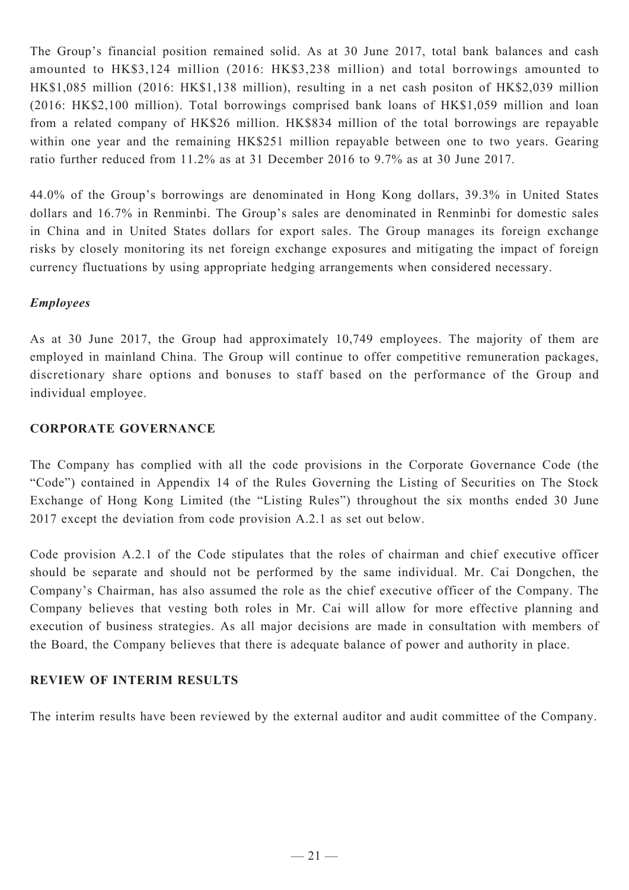The Group's financial position remained solid. As at 30 June 2017, total bank balances and cash amounted to HK$3,124 million (2016: HK$3,238 million) and total borrowings amounted to HK$1,085 million (2016: HK$1,138 million), resulting in a net cash positon of HK$2,039 million (2016: HK$2,100 million). Total borrowings comprised bank loans of HK$1,059 million and loan from a related company of HK$26 million. HK$834 million of the total borrowings are repayable within one year and the remaining HK$251 million repayable between one to two years. Gearing ratio further reduced from 11.2% as at 31 December 2016 to 9.7% as at 30 June 2017.

44.0% of the Group's borrowings are denominated in Hong Kong dollars, 39.3% in United States dollars and 16.7% in Renminbi. The Group's sales are denominated in Renminbi for domestic sales in China and in United States dollars for export sales. The Group manages its foreign exchange risks by closely monitoring its net foreign exchange exposures and mitigating the impact of foreign currency fluctuations by using appropriate hedging arrangements when considered necessary.

***Employees***

As at 30 June 2017, the Group had approximately 10,749 employees. The majority of them are employed in mainland China. The Group will continue to offer competitive remuneration packages, discretionary share options and bonuses to staff based on the performance of the Group and individual employee.

## CORPORATE GOVERNANCE

The Company has complied with all the code provisions in the Corporate Governance Code (the "Code") contained in Appendix 14 of the Rules Governing the Listing of Securities on The Stock Exchange of Hong Kong Limited (the "Listing Rules") throughout the six months ended 30 June 2017 except the deviation from code provision A.2.1 as set out below.

Code provision A.2.1 of the Code stipulates that the roles of chairman and chief executive officer should be separate and should not be performed by the same individual. Mr. Cai Dongchen, the Company's Chairman, has also assumed the role as the chief executive officer of the Company. The Company believes that vesting both roles in Mr. Cai will allow for more effective planning and execution of business strategies. As all major decisions are made in consultation with members of the Board, the Company believes that there is adequate balance of power and authority in place.

## REVIEW OF INTERIM RESULTS

The interim results have been reviewed by the external auditor and audit committee of the Company.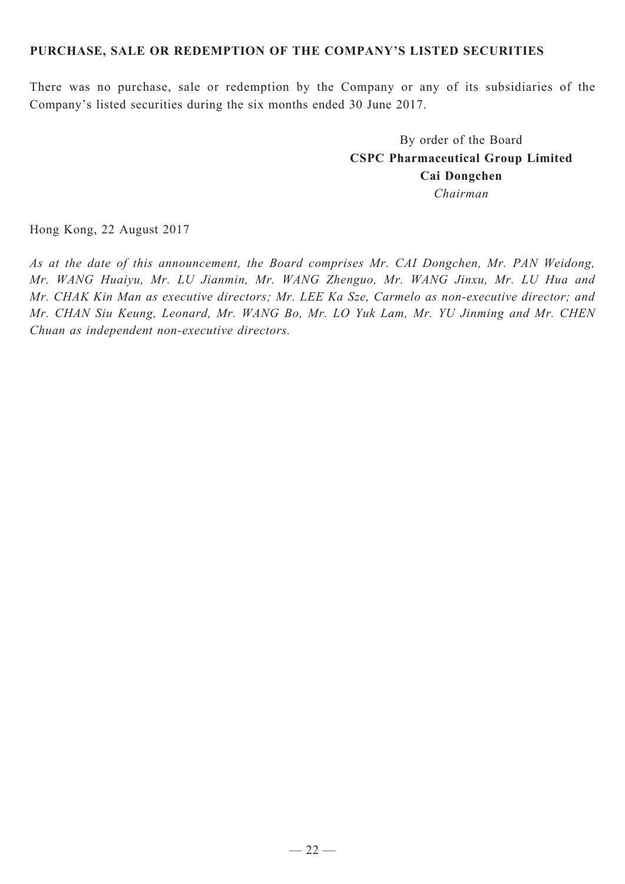## PURCHASE, SALE OR REDEMPTION OF THE COMPANY'S LISTED SECURITIES

There was no purchase, sale or redemption by the Company or any of its subsidiaries of the Company's listed securities during the six months ended 30 June 2017.

By order of the Board
**CSPC Pharmaceutical Group Limited**
**Cai Dongchen**
*Chairman*

Hong Kong, 22 August 2017

*As at the date of this announcement, the Board comprises Mr. CAI Dongchen, Mr. PAN Weidong, Mr. WANG Huaiyu, Mr. LU Jianmin, Mr. WANG Zhenguo, Mr. WANG Jinxu, Mr. LU Hua and Mr. CHAK Kin Man as executive directors; Mr. LEE Ka Sze, Carmelo as non-executive director; and Mr. CHAN Siu Keung, Leonard, Mr. WANG Bo, Mr. LO Yuk Lam, Mr. YU Jinming and Mr. CHEN Chuan as independent non-executive directors.*